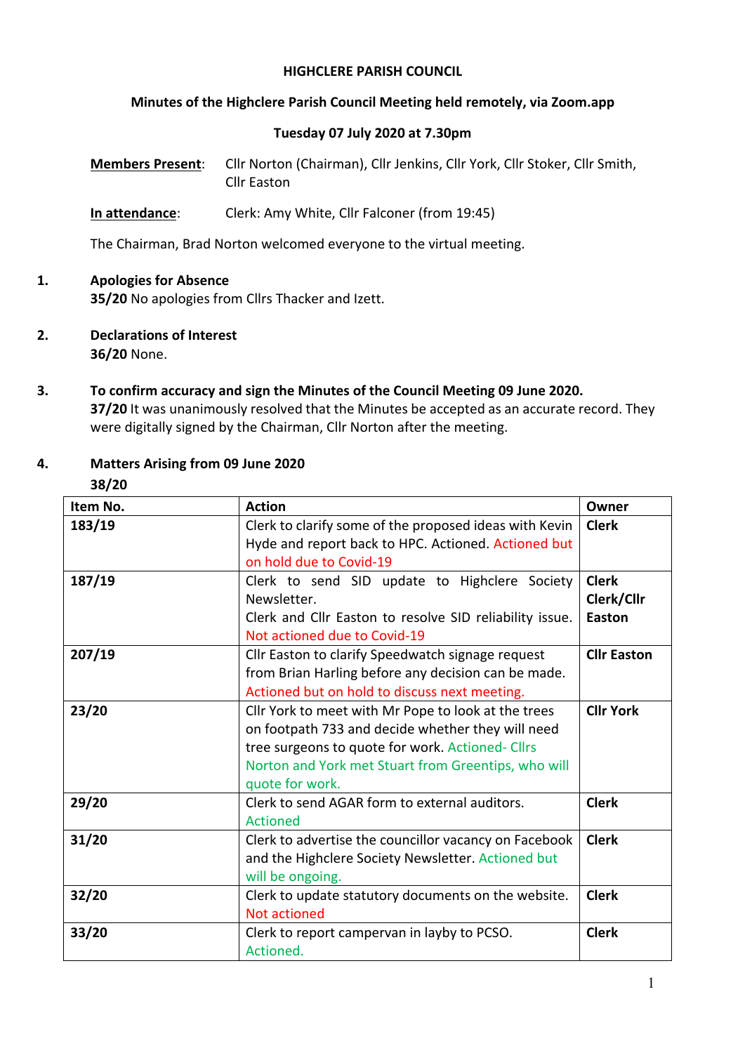**HIGHCLERE PARISH COUNCIL**

**Minutes of the Highclere Parish Council Meeting held remotely, via Zoom.app**

**Tuesday 07 July 2020 at 7.30pm**

**Members Present**: Cllr Norton (Chairman), Cllr Jenkins, Cllr York, Cllr Stoker, Cllr Smith, Cllr Easton

**In attendance**: Clerk: Amy White, Cllr Falconer (from 19:45)

The Chairman, Brad Norton welcomed everyone to the virtual meeting.

1. **Apologies for Absence**
   **35/20** No apologies from Cllrs Thacker and Izett.

2. **Declarations of Interest**
   **36/20** None.

3. **To confirm accuracy and sign the Minutes of the Council Meeting 09 June 2020.**
   **37/20** It was unanimously resolved that the Minutes be accepted as an accurate record. They were digitally signed by the Chairman, Cllr Norton after the meeting.

4. **Matters Arising from 09 June 2020**
   **38/20**

| Item No. | Action | Owner |
|---|---|---|
| **183/19** | Clerk to clarify some of the proposed ideas with Kevin Hyde and report back to HPC. Actioned. Actioned but on hold due to Covid-19 | **Clerk** |
| **187/19** | Clerk to send SID update to Highclere Society Newsletter. Clerk and Cllr Easton to resolve SID reliability issue. Not actioned due to Covid-19 | **Clerk Clerk/Cllr Easton** |
| **207/19** | Cllr Easton to clarify Speedwatch signage request from Brian Harling before any decision can be made. Actioned but on hold to discuss next meeting. | **Cllr Easton** |
| **23/20** | Cllr York to meet with Mr Pope to look at the trees on footpath 733 and decide whether they will need tree surgeons to quote for work. Actioned- Cllrs Norton and York met Stuart from Greentips, who will quote for work. | **Cllr York** |
| **29/20** | Clerk to send AGAR form to external auditors. Actioned | **Clerk** |
| **31/20** | Clerk to advertise the councillor vacancy on Facebook and the Highclere Society Newsletter. Actioned but will be ongoing. | **Clerk** |
| **32/20** | Clerk to update statutory documents on the website. Not actioned | **Clerk** |
| **33/20** | Clerk to report campervan in layby to PCSO. Actioned. | **Clerk** |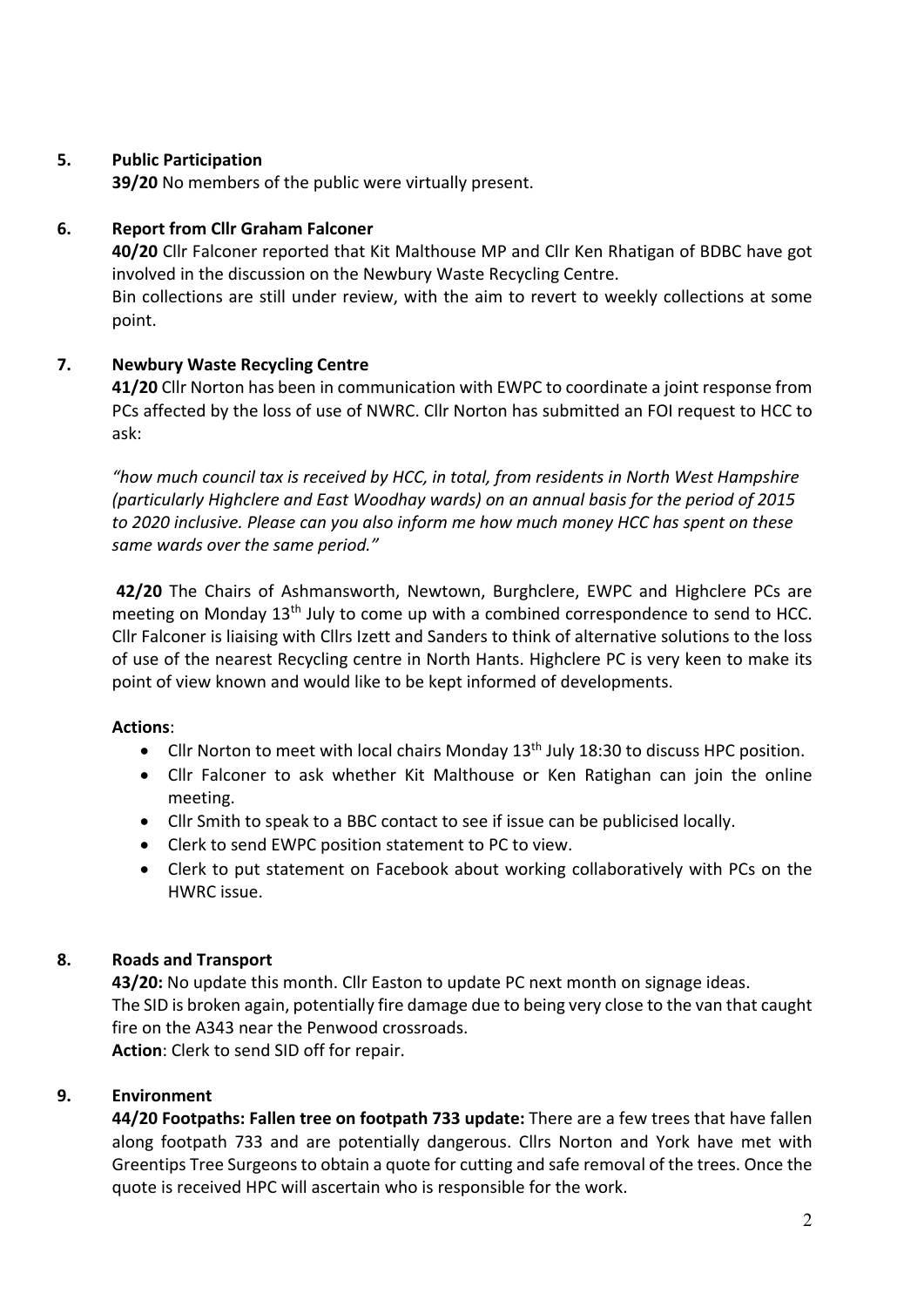## 5. Public Participation

**39/20** No members of the public were virtually present.

## 6. Report from Cllr Graham Falconer

**40/20** Cllr Falconer reported that Kit Malthouse MP and Cllr Ken Rhatigan of BDBC have got involved in the discussion on the Newbury Waste Recycling Centre.

Bin collections are still under review, with the aim to revert to weekly collections at some point.

## 7. Newbury Waste Recycling Centre

**41/20** Cllr Norton has been in communication with EWPC to coordinate a joint response from PCs affected by the loss of use of NWRC. Cllr Norton has submitted an FOI request to HCC to ask:

*"how much council tax is received by HCC, in total, from residents in North West Hampshire (particularly Highclere and East Woodhay wards) on an annual basis for the period of 2015 to 2020 inclusive. Please can you also inform me how much money HCC has spent on these same wards over the same period."*

**42/20** The Chairs of Ashmansworth, Newtown, Burghclere, EWPC and Highclere PCs are meeting on Monday 13th July to come up with a combined correspondence to send to HCC. Cllr Falconer is liaising with Cllrs Izett and Sanders to think of alternative solutions to the loss of use of the nearest Recycling centre in North Hants. Highclere PC is very keen to make its point of view known and would like to be kept informed of developments.

**Actions**:

- Cllr Norton to meet with local chairs Monday 13th July 18:30 to discuss HPC position.
- Cllr Falconer to ask whether Kit Malthouse or Ken Ratighan can join the online meeting.
- Cllr Smith to speak to a BBC contact to see if issue can be publicised locally.
- Clerk to send EWPC position statement to PC to view.
- Clerk to put statement on Facebook about working collaboratively with PCs on the HWRC issue.

## 8. Roads and Transport

**43/20:** No update this month. Cllr Easton to update PC next month on signage ideas.

The SID is broken again, potentially fire damage due to being very close to the van that caught fire on the A343 near the Penwood crossroads.

**Action**: Clerk to send SID off for repair.

## 9. Environment

**44/20 Footpaths: Fallen tree on footpath 733 update:** There are a few trees that have fallen along footpath 733 and are potentially dangerous. Cllrs Norton and York have met with Greentips Tree Surgeons to obtain a quote for cutting and safe removal of the trees. Once the quote is received HPC will ascertain who is responsible for the work.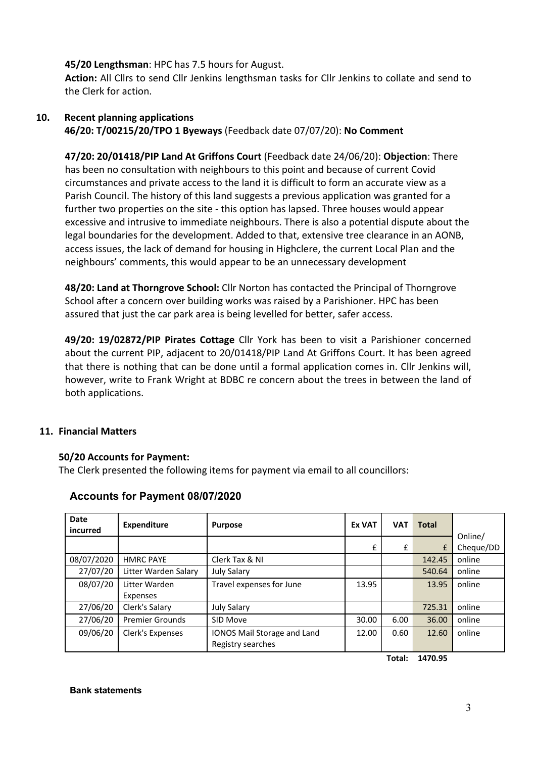**45/20 Lengthsman**: HPC has 7.5 hours for August.

**Action:** All Cllrs to send Cllr Jenkins lengthsman tasks for Cllr Jenkins to collate and send to the Clerk for action.

## 10. Recent planning applications

**46/20: T/00215/20/TPO 1 Byeways** (Feedback date 07/07/20): **No Comment**

**47/20: 20/01418/PIP Land At Griffons Court** (Feedback date 24/06/20): **Objection**: There has been no consultation with neighbours to this point and because of current Covid circumstances and private access to the land it is difficult to form an accurate view as a Parish Council. The history of this land suggests a previous application was granted for a further two properties on the site - this option has lapsed. Three houses would appear excessive and intrusive to immediate neighbours. There is also a potential dispute about the legal boundaries for the development. Added to that, extensive tree clearance in an AONB, access issues, the lack of demand for housing in Highclere, the current Local Plan and the neighbours' comments, this would appear to be an unnecessary development

**48/20: Land at Thorngrove School:** Cllr Norton has contacted the Principal of Thorngrove School after a concern over building works was raised by a Parishioner. HPC has been assured that just the car park area is being levelled for better, safer access.

**49/20: 19/02872/PIP Pirates Cottage** Cllr York has been to visit a Parishioner concerned about the current PIP, adjacent to 20/01418/PIP Land At Griffons Court. It has been agreed that there is nothing that can be done until a formal application comes in. Cllr Jenkins will, however, write to Frank Wright at BDBC re concern about the trees in between the land of both applications.

## 11. Financial Matters

**50/20 Accounts for Payment:**

The Clerk presented the following items for payment via email to all councillors:

### Accounts for Payment 08/07/2020

| Date incurred | Expenditure | Purpose | Ex VAT | VAT | Total | Online/ Cheque/DD |
|---|---|---|---|---|---|---|
| | | | £ | £ | £ | |
| 08/07/2020 | HMRC PAYE | Clerk Tax & NI | | | 142.45 | online |
| 27/07/20 | Litter Warden Salary | July Salary | | | 540.64 | online |
| 08/07/20 | Litter Warden Expenses | Travel expenses for June | 13.95 | | 13.95 | online |
| 27/06/20 | Clerk's Salary | July Salary | | | 725.31 | online |
| 27/06/20 | Premier Grounds | SID Move | 30.00 | 6.00 | 36.00 | online |
| 09/06/20 | Clerk's Expenses | IONOS Mail Storage and Land Registry searches | 12.00 | 0.60 | 12.60 | online |
| | | | | **Total:** | **1470.95** | |

**Bank statements**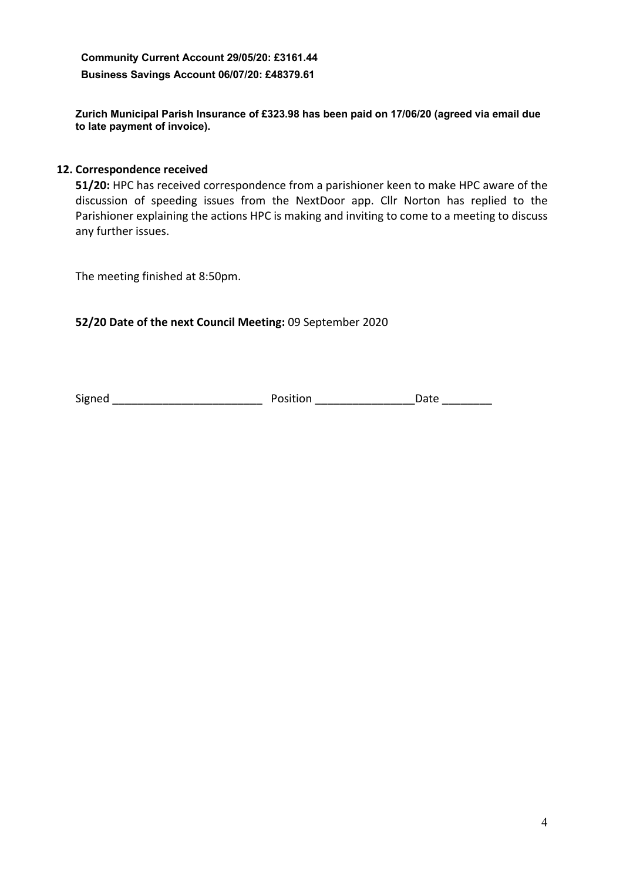**Community Current Account 29/05/20: £3161.44**

**Business Savings Account 06/07/20: £48379.61**

**Zurich Municipal Parish Insurance of £323.98 has been paid on 17/06/20 (agreed via email due to late payment of invoice).**

## 12. Correspondence received

**51/20:** HPC has received correspondence from a parishioner keen to make HPC aware of the discussion of speeding issues from the NextDoor app. Cllr Norton has replied to the Parishioner explaining the actions HPC is making and inviting to come to a meeting to discuss any further issues.

The meeting finished at 8:50pm.

**52/20 Date of the next Council Meeting:** 09 September 2020

Signed ________________________ Position ________________Date ________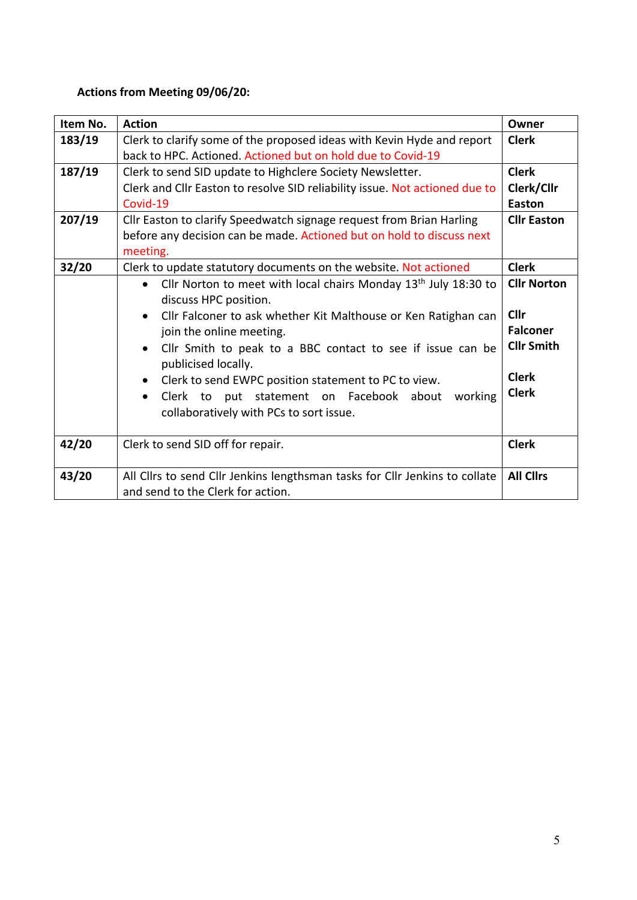**Actions from Meeting 09/06/20:**

| Item No. | Action | Owner |
|---|---|---|
| **183/19** | Clerk to clarify some of the proposed ideas with Kevin Hyde and report back to HPC. Actioned. Actioned but on hold due to Covid-19 | **Clerk** |
| **187/19** | Clerk to send SID update to Highclere Society Newsletter.<br>Clerk and Cllr Easton to resolve SID reliability issue. Not actioned due to Covid-19 | **Clerk**<br>**Clerk/Cllr Easton** |
| **207/19** | Cllr Easton to clarify Speedwatch signage request from Brian Harling before any decision can be made. Actioned but on hold to discuss next meeting. | **Cllr Easton** |
| **32/20** | Clerk to update statutory documents on the website. Not actioned | **Clerk** |
| | • Cllr Norton to meet with local chairs Monday 13th July 18:30 to discuss HPC position.<br>• Cllr Falconer to ask whether Kit Malthouse or Ken Ratighan can join the online meeting.<br>• Cllr Smith to peak to a BBC contact to see if issue can be publicised locally.<br>• Clerk to send EWPC position statement to PC to view.<br>• Clerk to put statement on Facebook about working collaboratively with PCs to sort issue. | **Cllr Norton**<br>**Cllr Falconer**<br>**Cllr Smith**<br>**Clerk**<br>**Clerk** |
| **42/20** | Clerk to send SID off for repair. | **Clerk** |
| **43/20** | All Cllrs to send Cllr Jenkins lengthsman tasks for Cllr Jenkins to collate and send to the Clerk for action. | **All Cllrs** |